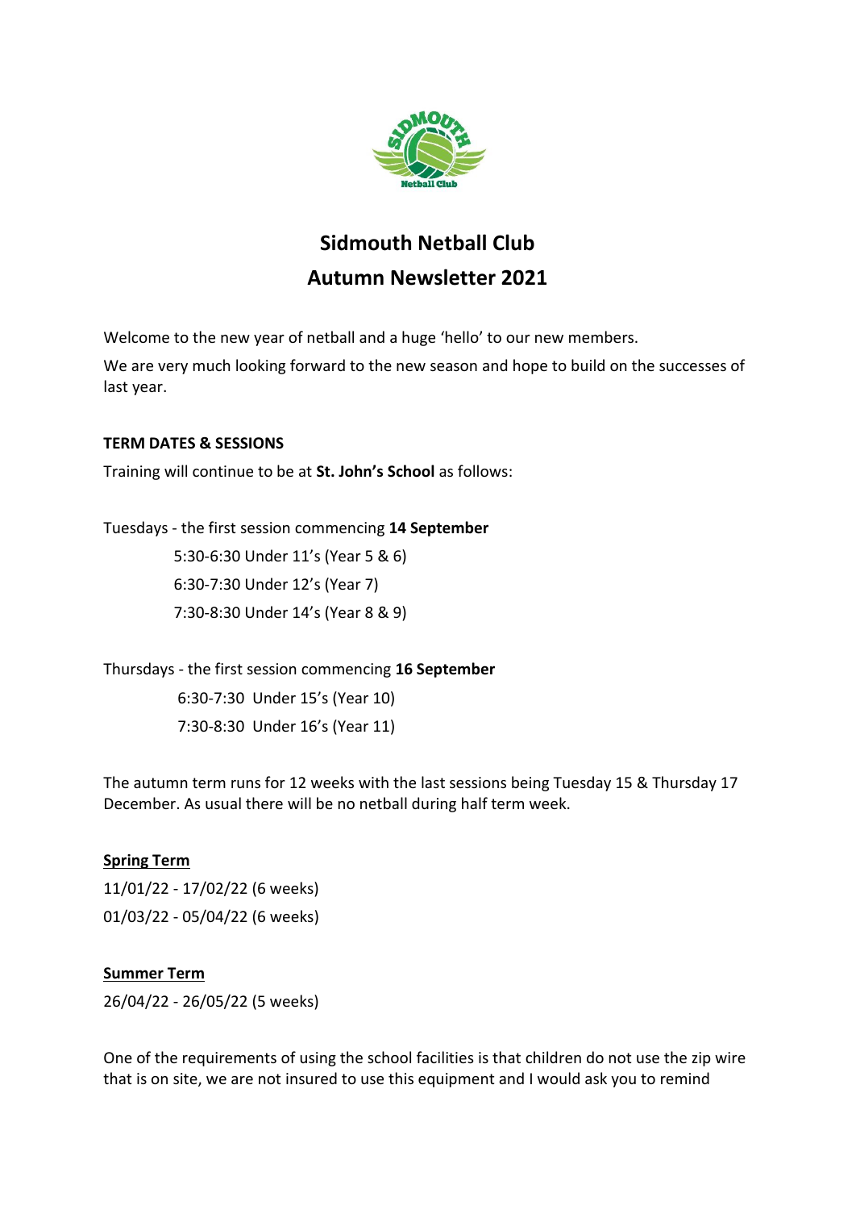# Sidmouth Netball Club
## Autumn Newsletter 2021

Welcome to the new year of netball and a huge 'hello' to our new members.

We are very much looking forward to the new season and hope to build on the successes of last year.

**TERM DATES & SESSIONS**

Training will continue to be at **St. John's School** as follows:

Tuesdays - the first session commencing **14 September**

5:30-6:30 Under 11's (Year 5 & 6)
6:30-7:30 Under 12's (Year 7)
7:30-8:30 Under 14's (Year 8 & 9)

Thursdays - the first session commencing **16 September**

6:30-7:30 Under 15's (Year 10)
7:30-8:30 Under 16's (Year 11)

The autumn term runs for 12 weeks with the last sessions being Tuesday 15 & Thursday 17 December. As usual there will be no netball during half term week.

**Spring Term**

11/01/22 - 17/02/22 (6 weeks)
01/03/22 - 05/04/22 (6 weeks)

**Summer Term**

26/04/22 - 26/05/22 (5 weeks)

One of the requirements of using the school facilities is that children do not use the zip wire that is on site, we are not insured to use this equipment and I would ask you to remind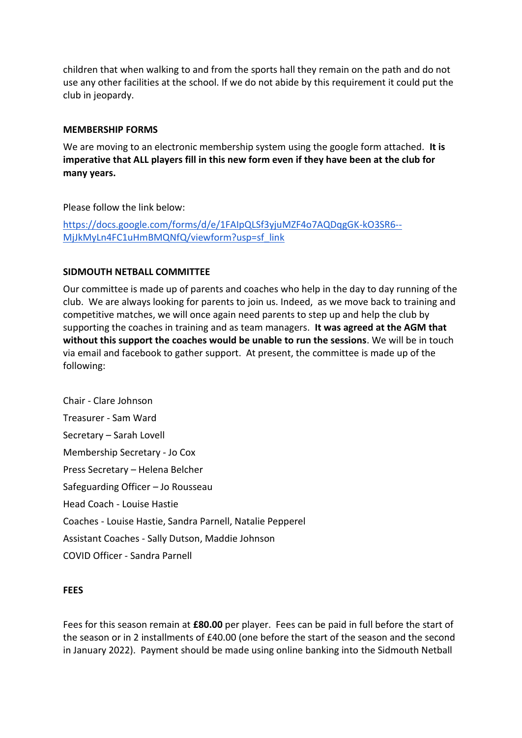children that when walking to and from the sports hall they remain on the path and do not use any other facilities at the school. If we do not abide by this requirement it could put the club in jeopardy.

**MEMBERSHIP FORMS**

We are moving to an electronic membership system using the google form attached. **It is imperative that ALL players fill in this new form even if they have been at the club for many years.**

Please follow the link below:

[https://docs.google.com/forms/d/e/1FAIpQLSf3yjuMZF4o7AQDqgGK-kO3SR6--MjJkMyLn4FC1uHmBMQNfQ/viewform?usp=sf_link](https://docs.google.com/forms/d/e/1FAIpQLSf3yjuMZF4o7AQDqgGK-kO3SR6--MjJkMyLn4FC1uHmBMQNfQ/viewform?usp=sf_link)

**SIDMOUTH NETBALL COMMITTEE**

Our committee is made up of parents and coaches who help in the day to day running of the club. We are always looking for parents to join us. Indeed, as we move back to training and competitive matches, we will once again need parents to step up and help the club by supporting the coaches in training and as team managers. **It was agreed at the AGM that without this support the coaches would be unable to run the sessions**. We will be in touch via email and facebook to gather support. At present, the committee is made up of the following:

Chair - Clare Johnson

Treasurer - Sam Ward

Secretary – Sarah Lovell

Membership Secretary - Jo Cox

Press Secretary – Helena Belcher

Safeguarding Officer – Jo Rousseau

Head Coach - Louise Hastie

Coaches - Louise Hastie, Sandra Parnell, Natalie Pepperel

Assistant Coaches - Sally Dutson, Maddie Johnson

COVID Officer - Sandra Parnell

**FEES**

Fees for this season remain at **£80.00** per player. Fees can be paid in full before the start of the season or in 2 installments of £40.00 (one before the start of the season and the second in January 2022). Payment should be made using online banking into the Sidmouth Netball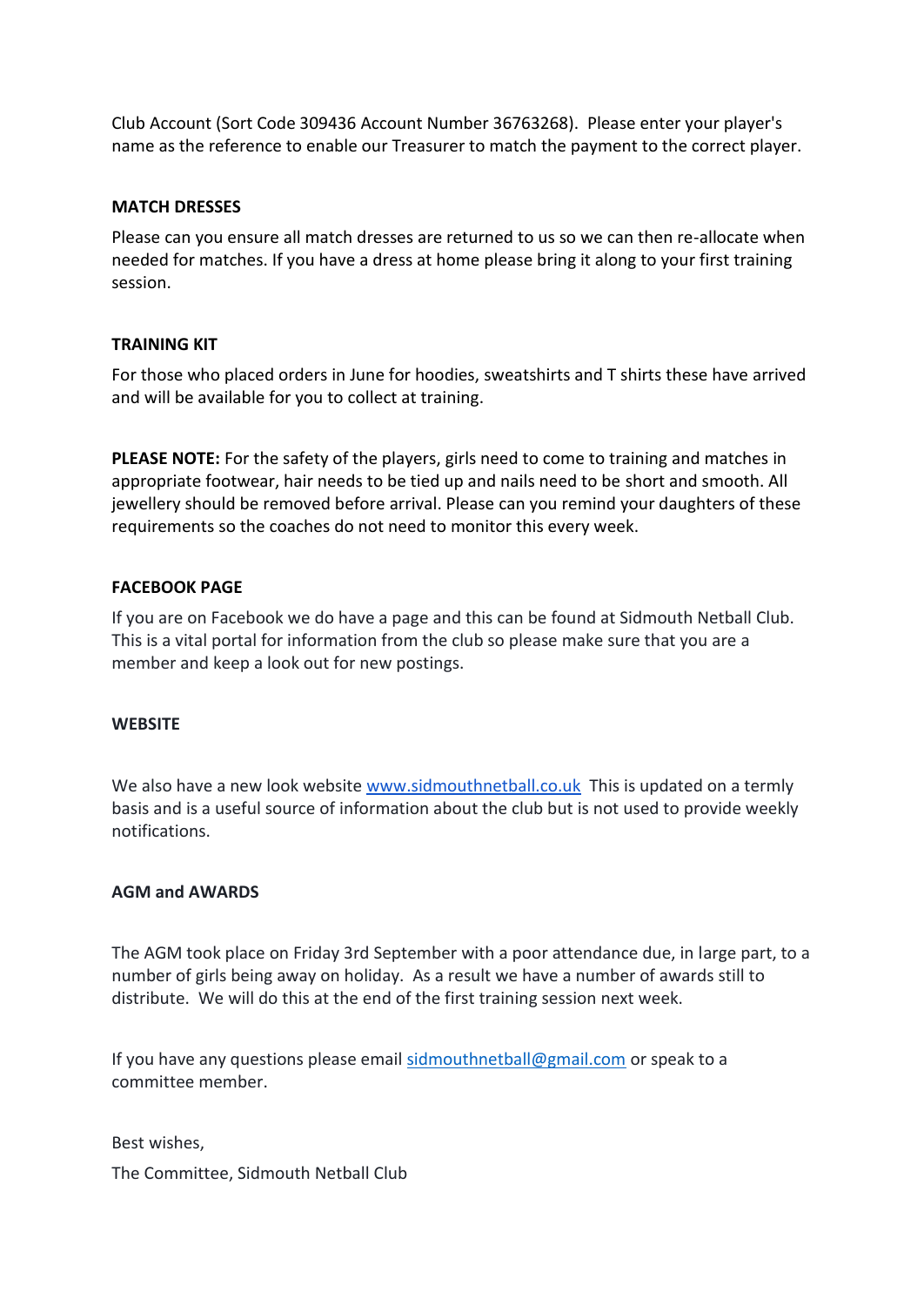Club Account (Sort Code 309436 Account Number 36763268). Please enter your player's name as the reference to enable our Treasurer to match the payment to the correct player.

**MATCH DRESSES**

Please can you ensure all match dresses are returned to us so we can then re-allocate when needed for matches. If you have a dress at home please bring it along to your first training session.

**TRAINING KIT**

For those who placed orders in June for hoodies, sweatshirts and T shirts these have arrived and will be available for you to collect at training.

**PLEASE NOTE:** For the safety of the players, girls need to come to training and matches in appropriate footwear, hair needs to be tied up and nails need to be short and smooth. All jewellery should be removed before arrival. Please can you remind your daughters of these requirements so the coaches do not need to monitor this every week.

**FACEBOOK PAGE**

If you are on Facebook we do have a page and this can be found at Sidmouth Netball Club. This is a vital portal for information from the club so please make sure that you are a member and keep a look out for new postings.

**WEBSITE**

We also have a new look website www.sidmouthnetball.co.uk This is updated on a termly basis and is a useful source of information about the club but is not used to provide weekly notifications.

**AGM and AWARDS**

The AGM took place on Friday 3rd September with a poor attendance due, in large part, to a number of girls being away on holiday. As a result we have a number of awards still to distribute. We will do this at the end of the first training session next week.

If you have any questions please email sidmouthnetball@gmail.com or speak to a committee member.

Best wishes,

The Committee, Sidmouth Netball Club